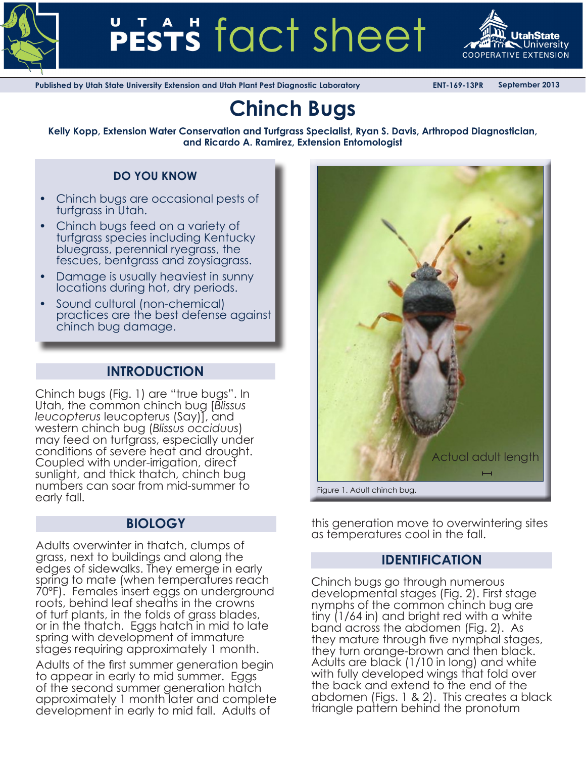UTAH PESTS fact sheet

Published by Utah State University Extension and Utah Plant Pest Diagnostic Laboratory — ENT-169-13PR — September 2013

# Chinch Bugs

**Kelly Kopp, Extension Water Conservation and Turfgrass Specialist, Ryan S. Davis, Arthropod Diagnostician, and Ricardo A. Ramirez, Extension Entomologist**

### DO YOU KNOW

- Chinch bugs are occasional pests of turfgrass in Utah.
- Chinch bugs feed on a variety of turfgrass species including Kentucky bluegrass, perennial ryegrass, the fescues, bentgrass and zoysiagrass.
- Damage is usually heaviest in sunny locations during hot, dry periods.
- Sound cultural (non-chemical) practices are the best defense against chinch bug damage.

## INTRODUCTION

Chinch bugs (Fig. 1) are "true bugs". In Utah, the common chinch bug [*Blissus leucopterus* leucopterus (Say)], and western chinch bug (*Blissus occiduus*) may feed on turfgrass, especially under conditions of severe heat and drought. Coupled with under-irrigation, direct sunlight, and thick thatch, chinch bug numbers can soar from mid-summer to early fall.

Actual adult length

Figure 1. Adult chinch bug.

## BIOLOGY

Adults overwinter in thatch, clumps of grass, next to buildings and along the edges of sidewalks. They emerge in early spring to mate (when temperatures reach 70ºF). Females insert eggs on underground roots, behind leaf sheaths in the crowns of turf plants, in the folds of grass blades, or in the thatch. Eggs hatch in mid to late spring with development of immature stages requiring approximately 1 month.

Adults of the first summer generation begin to appear in early to mid summer. Eggs of the second summer generation hatch approximately 1 month later and complete development in early to mid fall. Adults of this generation move to overwintering sites as temperatures cool in the fall.

## IDENTIFICATION

Chinch bugs go through numerous developmental stages (Fig. 2). First stage nymphs of the common chinch bug are tiny (1/64 in) and bright red with a white band across the abdomen (Fig. 2). As they mature through five nymphal stages, they turn orange-brown and then black. Adults are black (1/10 in long) and white with fully developed wings that fold over the back and extend to the end of the abdomen (Figs. 1 & 2). This creates a black triangle pattern behind the pronotum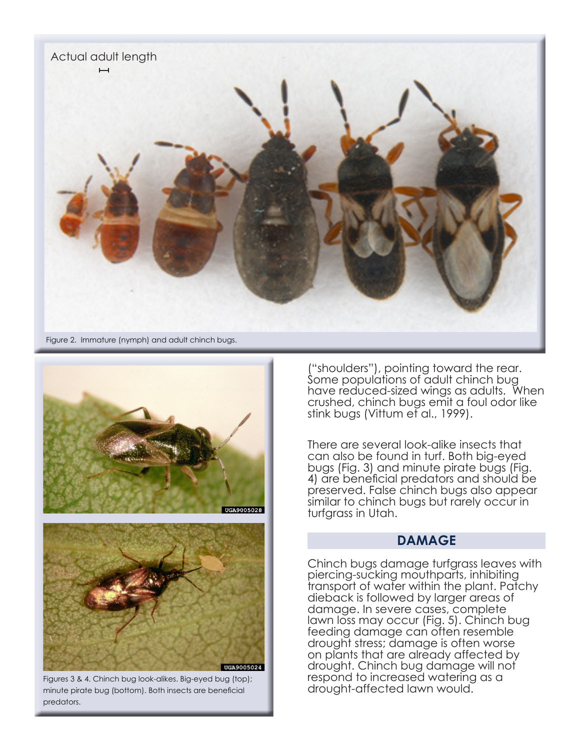Actual adult length

Figure 2. Immature (nymph) and adult chinch bugs.

Figures 3 & 4. Chinch bug look-alikes. Big-eyed bug (top); minute pirate bug (bottom). Both insects are beneficial predators.

("shoulders"), pointing toward the rear. Some populations of adult chinch bug have reduced-sized wings as adults. When crushed, chinch bugs emit a foul odor like stink bugs (Vittum et al., 1999).

There are several look-alike insects that can also be found in turf. Both big-eyed bugs (Fig. 3) and minute pirate bugs (Fig. 4) are beneficial predators and should be preserved. False chinch bugs also appear similar to chinch bugs but rarely occur in turfgrass in Utah.

## DAMAGE

Chinch bugs damage turfgrass leaves with piercing-sucking mouthparts, inhibiting transport of water within the plant. Patchy dieback is followed by larger areas of damage. In severe cases, complete lawn loss may occur (Fig. 5). Chinch bug feeding damage can often resemble drought stress; damage is often worse on plants that are already affected by drought. Chinch bug damage will not respond to increased watering as a drought-affected lawn would.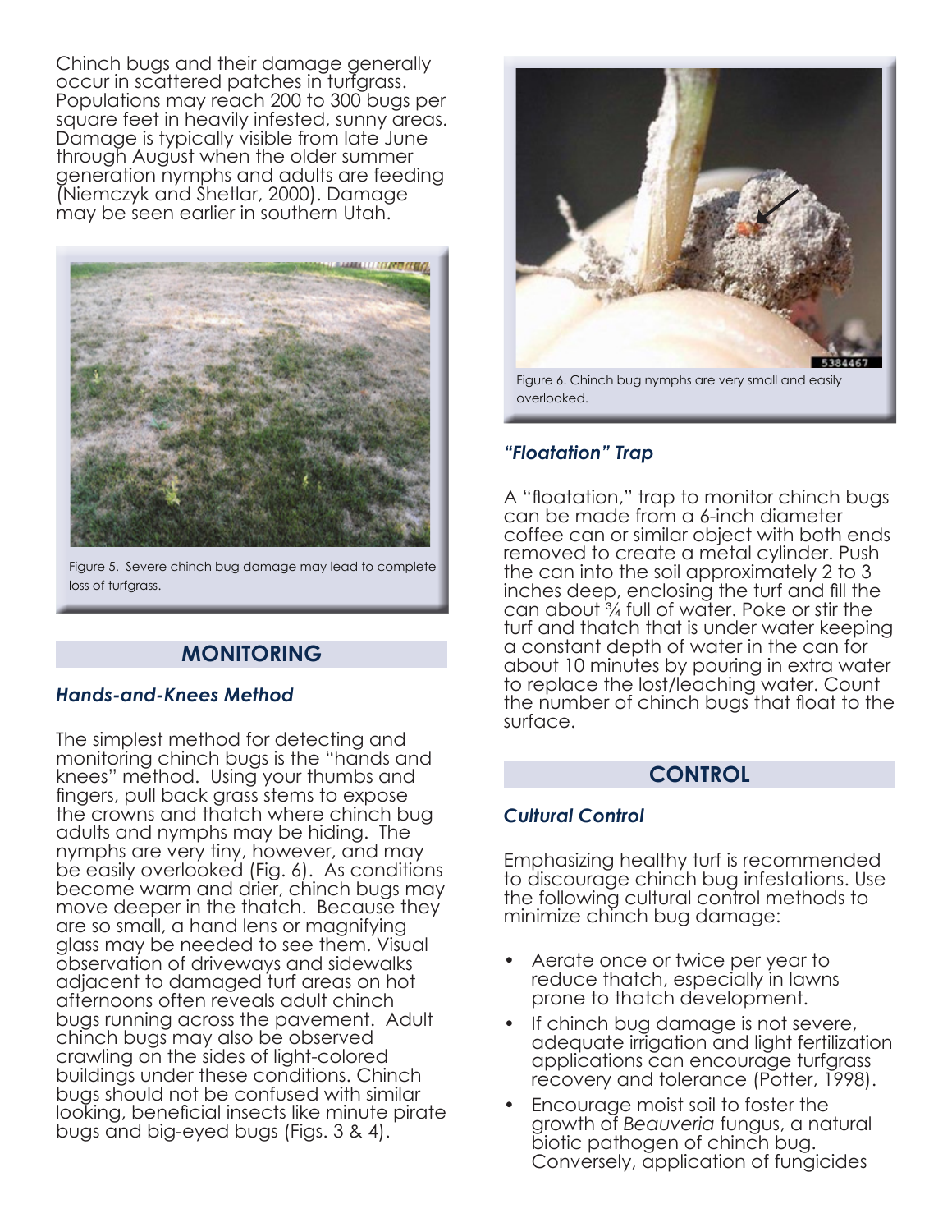Chinch bugs and their damage generally occur in scattered patches in turfgrass. Populations may reach 200 to 300 bugs per square feet in heavily infested, sunny areas. Damage is typically visible from late June through August when the older summer generation nymphs and adults are feeding (Niemczyk and Shetlar, 2000). Damage may be seen earlier in southern Utah.

Figure 5. Severe chinch bug damage may lead to complete loss of turfgrass.

## MONITORING

### *Hands-and-Knees Method*

The simplest method for detecting and monitoring chinch bugs is the "hands and knees" method. Using your thumbs and fingers, pull back grass stems to expose the crowns and thatch where chinch bug adults and nymphs may be hiding. The nymphs are very tiny, however, and may be easily overlooked (Fig. 6). As conditions become warm and drier, chinch bugs may move deeper in the thatch. Because they are so small, a hand lens or magnifying glass may be needed to see them. Visual observation of driveways and sidewalks adjacent to damaged turf areas on hot afternoons often reveals adult chinch bugs running across the pavement. Adult chinch bugs may also be observed crawling on the sides of light-colored buildings under these conditions. Chinch bugs should not be confused with similar looking, beneficial insects like minute pirate bugs and big-eyed bugs (Figs. 3 & 4).

Figure 6. Chinch bug nymphs are very small and easily overlooked.

### *"Floatation" Trap*

A "floatation," trap to monitor chinch bugs can be made from a 6-inch diameter coffee can or similar object with both ends removed to create a metal cylinder. Push the can into the soil approximately 2 to 3 inches deep, enclosing the turf and fill the can about ¾ full of water. Poke or stir the turf and thatch that is under water keeping a constant depth of water in the can for about 10 minutes by pouring in extra water to replace the lost/leaching water. Count the number of chinch bugs that float to the surface.

## CONTROL

### *Cultural Control*

Emphasizing healthy turf is recommended to discourage chinch bug infestations. Use the following cultural control methods to minimize chinch bug damage:

- Aerate once or twice per year to reduce thatch, especially in lawns prone to thatch development.
- If chinch bug damage is not severe, adequate irrigation and light fertilization applications can encourage turfgrass recovery and tolerance (Potter, 1998).
- Encourage moist soil to foster the growth of *Beauveria* fungus, a natural biotic pathogen of chinch bug. Conversely, application of fungicides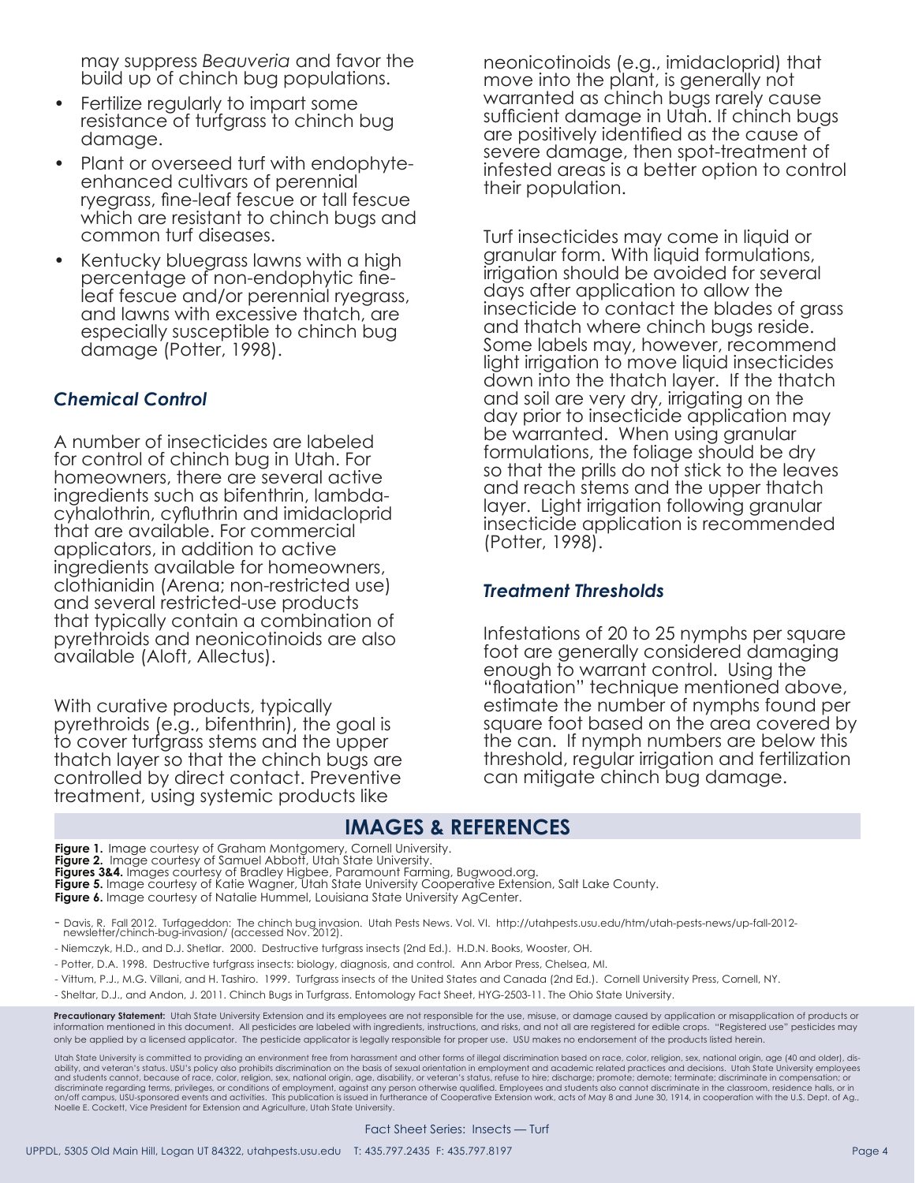may suppress *Beauveria* and favor the build up of chinch bug populations.

- Fertilize regularly to impart some resistance of turfgrass to chinch bug damage.
- Plant or overseed turf with endophyte-enhanced cultivars of perennial ryegrass, fine-leaf fescue or tall fescue which are resistant to chinch bugs and common turf diseases.
- Kentucky bluegrass lawns with a high percentage of non-endophytic fine-leaf fescue and/or perennial ryegrass, and lawns with excessive thatch, are especially susceptible to chinch bug damage (Potter, 1998).

### *Chemical Control*

A number of insecticides are labeled for control of chinch bug in Utah. For homeowners, there are several active ingredients such as bifenthrin, lambda-cyhalothrin, cyfluthrin and imidacloprid that are available. For commercial applicators, in addition to active ingredients available for homeowners, clothianidin (Arena; non-restricted use) and several restricted-use products that typically contain a combination of pyrethroids and neonicotinoids are also available (Aloft, Allectus).

With curative products, typically pyrethroids (e.g., bifenthrin), the goal is to cover turfgrass stems and the upper thatch layer so that the chinch bugs are controlled by direct contact. Preventive treatment, using systemic products like neonicotinoids (e.g., imidacloprid) that move into the plant, is generally not warranted as chinch bugs rarely cause sufficient damage in Utah. If chinch bugs are positively identified as the cause of severe damage, then spot-treatment of infested areas is a better option to control their population.

Turf insecticides may come in liquid or granular form. With liquid formulations, irrigation should be avoided for several days after application to allow the insecticide to contact the blades of grass and thatch where chinch bugs reside. Some labels may, however, recommend light irrigation to move liquid insecticides down into the thatch layer. If the thatch and soil are very dry, irrigating on the day prior to insecticide application may be warranted. When using granular formulations, the foliage should be dry so that the prills do not stick to the leaves and reach stems and the upper thatch layer. Light irrigation following granular insecticide application is recommended (Potter, 1998).

### *Treatment Thresholds*

Infestations of 20 to 25 nymphs per square foot are generally considered damaging enough to warrant control. Using the "floatation" technique mentioned above, estimate the number of nymphs found per square foot based on the area covered by the can. If nymph numbers are below this threshold, regular irrigation and fertilization can mitigate chinch bug damage.

## IMAGES & REFERENCES

**Figure 1.** Image courtesy of Graham Montgomery, Cornell University.
**Figure 2.** Image courtesy of Samuel Abbott, Utah State University.
**Figures 3&4.** Images courtesy of Bradley Higbee, Paramount Farming, Bugwood.org.
**Figure 5.** Image courtesy of Katie Wagner, Utah State University Cooperative Extension, Salt Lake County.
**Figure 6.** Image courtesy of Natalie Hummel, Louisiana State University AgCenter.

- Davis, R. Fall 2012. Turfageddon: The chinch bug invasion. Utah Pests News. Vol. VI. http://utahpests.usu.edu/htm/utah-pests-news/up-fall-2012-newsletter/chinch-bug-invasion/ (accessed Nov. 2012).
- Niemczyk, H.D., and D.J. Shetlar. 2000. Destructive turfgrass insects (2nd Ed.). H.D.N. Books, Wooster, OH.
- Potter, D.A. 1998. Destructive turfgrass insects: biology, diagnosis, and control. Ann Arbor Press, Chelsea, MI.
- Vittum, P.J., M.G. Villani, and H. Tashiro. 1999. Turfgrass insects of the United States and Canada (2nd Ed.). Cornell University Press, Cornell, NY.
- Sheltar, D.J., and Andon, J. 2011. Chinch Bugs in Turfgrass. Entomology Fact Sheet, HYG-2503-11. The Ohio State University.

**Precautionary Statement:** Utah State University Extension and its employees are not responsible for the use, misuse, or damage caused by application or misapplication of products or information mentioned in this document. All pesticides are labeled with ingredients, instructions, and risks, and not all are registered for edible crops. "Registered use" pesticides may only be applied by a licensed applicator. The pesticide applicator is legally responsible for proper use. USU makes no endorsement of the products listed herein.

Utah State University is committed to providing an environment free from harassment and other forms of illegal discrimination based on race, color, religion, sex, national origin, age (40 and older), disability, and veteran's status. USU's policy also prohibits discrimination on the basis of sexual orientation in employment and academic related practices and decisions. Utah State University employees and students cannot, because of race, color, religion, sex, national origin, age, disability, or veteran's status, refuse to hire; discharge; promote; demote; terminate; discriminate in compensation; or discriminate regarding terms, privileges, or conditions of employment, against any person otherwise qualified. Employees and students also cannot discriminate in the classroom, residence halls, or in on/off campus, USU-sponsored events and activities. This publication is issued in furtherance of Cooperative Extension work, acts of May 8 and June 30, 1914, in cooperation with the U.S. Dept. of Ag., Noelle E. Cockett, Vice President for Extension and Agriculture, Utah State University.

Fact Sheet Series: Insects — Turf

UPPDL, 5305 Old Main Hill, Logan UT 84322, utahpests.usu.edu T: 435.797.2435 F: 435.797.8197